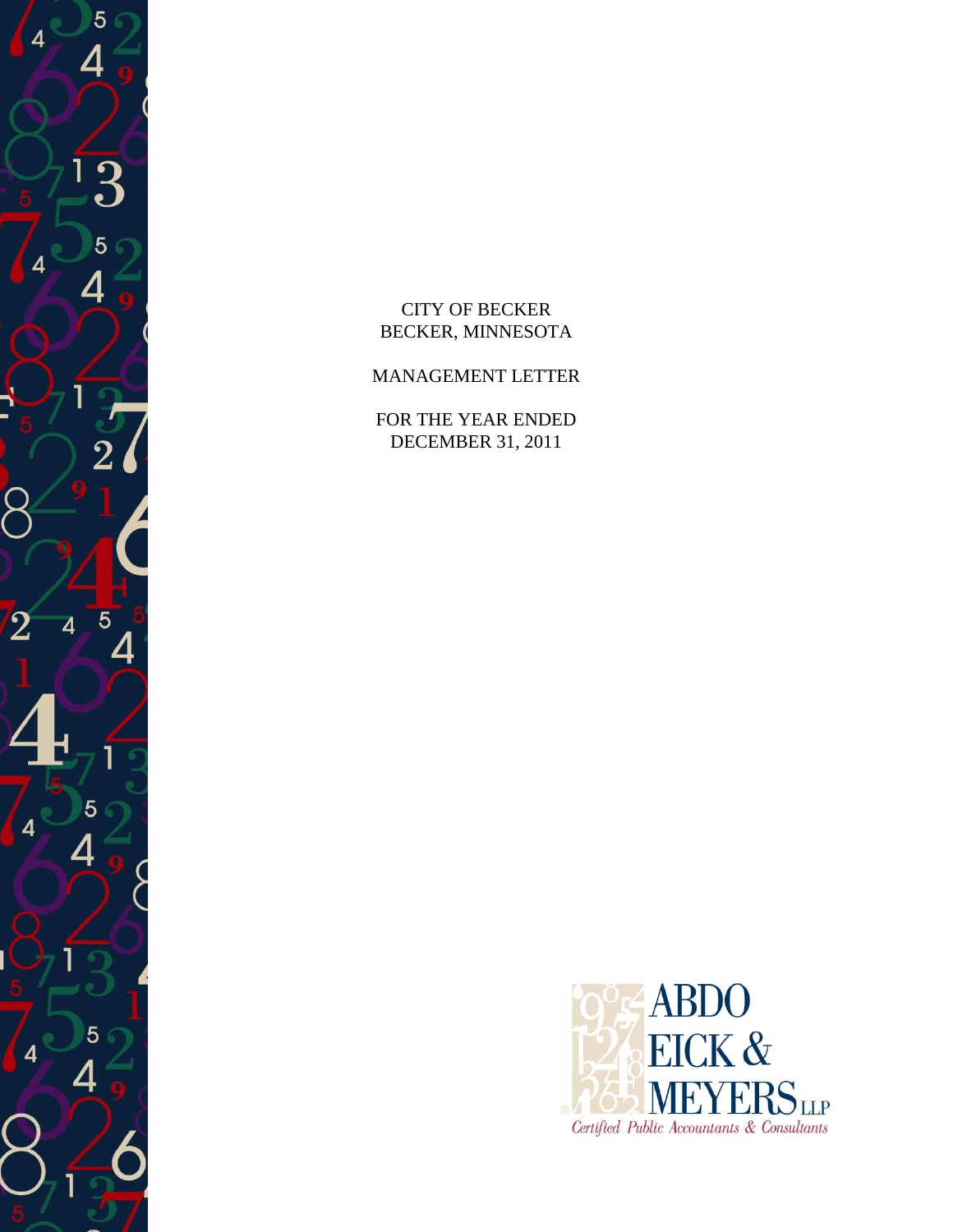# CITY OF BECKER
# BECKER, MINNESOTA

## MANAGEMENT LETTER

FOR THE YEAR ENDED
DECEMBER 31, 2011

ABDO EICK & MEYERS LLP
*Certified Public Accountants & Consultants*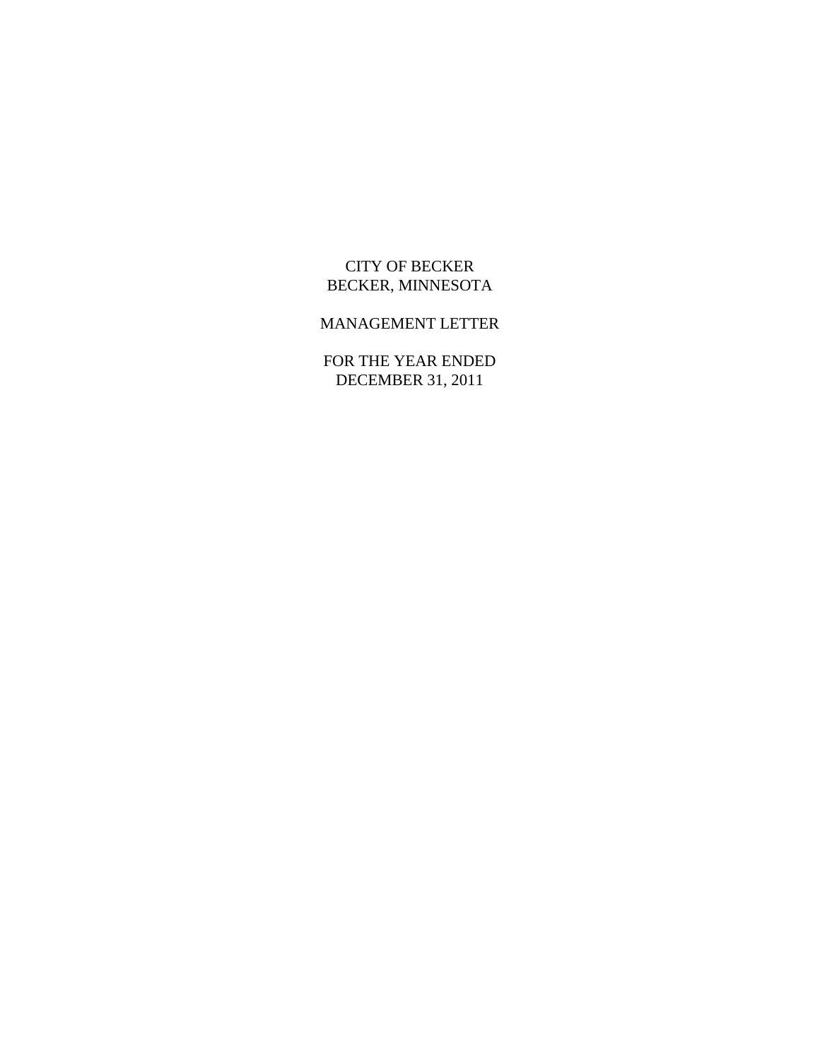CITY OF BECKER
BECKER, MINNESOTA

MANAGEMENT LETTER

FOR THE YEAR ENDED
DECEMBER 31, 2011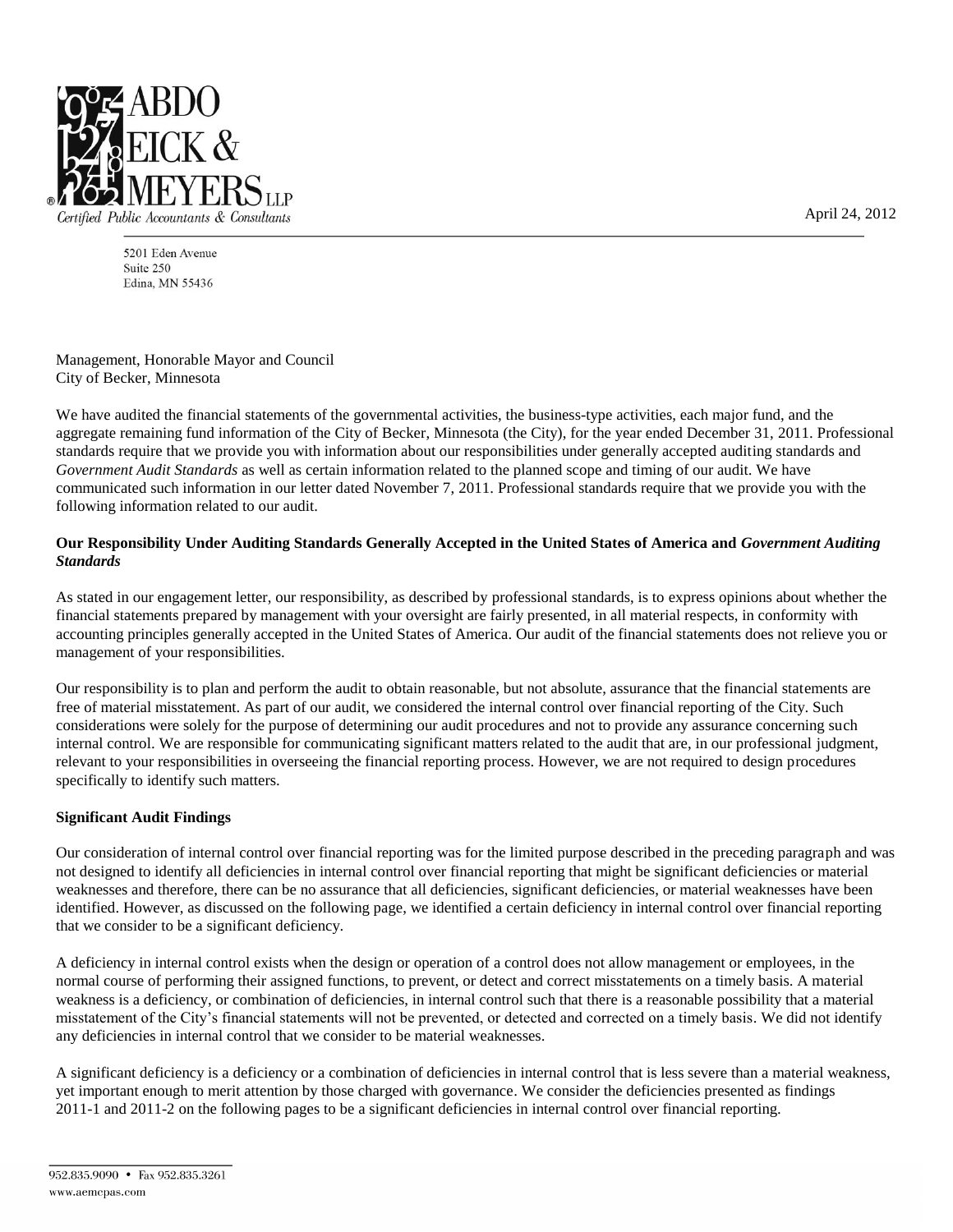ABDO EICK & MEYERS LLP
Certified Public Accountants & Consultants

5201 Eden Avenue
Suite 250
Edina, MN 55436

April 24, 2012

Management, Honorable Mayor and Council
City of Becker, Minnesota

We have audited the financial statements of the governmental activities, the business-type activities, each major fund, and the aggregate remaining fund information of the City of Becker, Minnesota (the City), for the year ended December 31, 2011. Professional standards require that we provide you with information about our responsibilities under generally accepted auditing standards and *Government Audit Standards* as well as certain information related to the planned scope and timing of our audit. We have communicated such information in our letter dated November 7, 2011. Professional standards require that we provide you with the following information related to our audit.

**Our Responsibility Under Auditing Standards Generally Accepted in the United States of America and *Government Auditing Standards***

As stated in our engagement letter, our responsibility, as described by professional standards, is to express opinions about whether the financial statements prepared by management with your oversight are fairly presented, in all material respects, in conformity with accounting principles generally accepted in the United States of America. Our audit of the financial statements does not relieve you or management of your responsibilities.

Our responsibility is to plan and perform the audit to obtain reasonable, but not absolute, assurance that the financial statements are free of material misstatement. As part of our audit, we considered the internal control over financial reporting of the City. Such considerations were solely for the purpose of determining our audit procedures and not to provide any assurance concerning such internal control. We are responsible for communicating significant matters related to the audit that are, in our professional judgment, relevant to your responsibilities in overseeing the financial reporting process. However, we are not required to design procedures specifically to identify such matters.

**Significant Audit Findings**

Our consideration of internal control over financial reporting was for the limited purpose described in the preceding paragraph and was not designed to identify all deficiencies in internal control over financial reporting that might be significant deficiencies or material weaknesses and therefore, there can be no assurance that all deficiencies, significant deficiencies, or material weaknesses have been identified. However, as discussed on the following page, we identified a certain deficiency in internal control over financial reporting that we consider to be a significant deficiency.

A deficiency in internal control exists when the design or operation of a control does not allow management or employees, in the normal course of performing their assigned functions, to prevent, or detect and correct misstatements on a timely basis. A material weakness is a deficiency, or combination of deficiencies, in internal control such that there is a reasonable possibility that a material misstatement of the City's financial statements will not be prevented, or detected and corrected on a timely basis. We did not identify any deficiencies in internal control that we consider to be material weaknesses.

A significant deficiency is a deficiency or a combination of deficiencies in internal control that is less severe than a material weakness, yet important enough to merit attention by those charged with governance. We consider the deficiencies presented as findings 2011-1 and 2011-2 on the following pages to be a significant deficiencies in internal control over financial reporting.

952.835.9090 • Fax 952.835.3261
www.aemcpas.com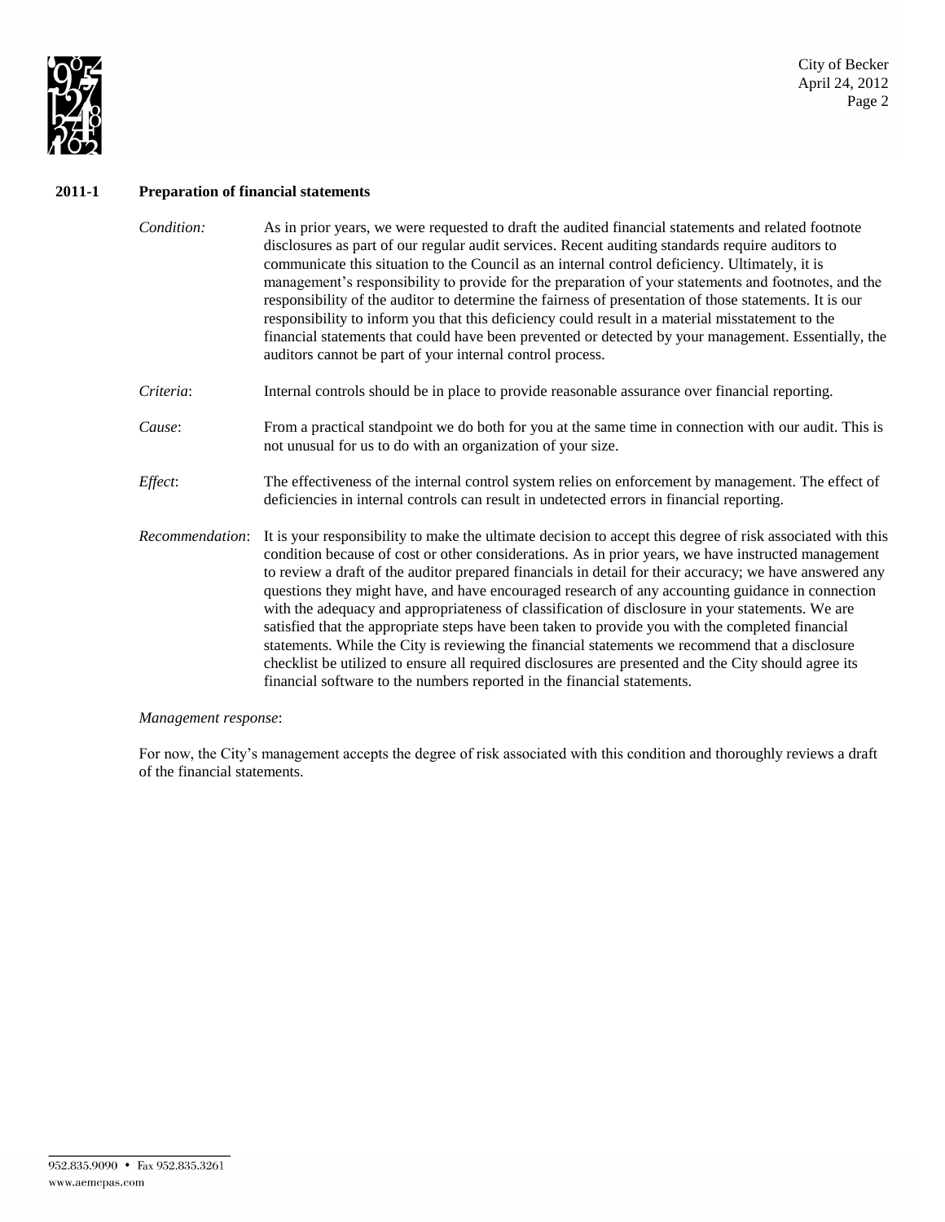## 2011-1 Preparation of financial statements

*Condition:* As in prior years, we were requested to draft the audited financial statements and related footnote disclosures as part of our regular audit services. Recent auditing standards require auditors to communicate this situation to the Council as an internal control deficiency. Ultimately, it is management's responsibility to provide for the preparation of your statements and footnotes, and the responsibility of the auditor to determine the fairness of presentation of those statements. It is our responsibility to inform you that this deficiency could result in a material misstatement to the financial statements that could have been prevented or detected by your management. Essentially, the auditors cannot be part of your internal control process.

*Criteria*: Internal controls should be in place to provide reasonable assurance over financial reporting.

*Cause*: From a practical standpoint we do both for you at the same time in connection with our audit. This is not unusual for us to do with an organization of your size.

*Effect*: The effectiveness of the internal control system relies on enforcement by management. The effect of deficiencies in internal controls can result in undetected errors in financial reporting.

*Recommendation*: It is your responsibility to make the ultimate decision to accept this degree of risk associated with this condition because of cost or other considerations. As in prior years, we have instructed management to review a draft of the auditor prepared financials in detail for their accuracy; we have answered any questions they might have, and have encouraged research of any accounting guidance in connection with the adequacy and appropriateness of classification of disclosure in your statements. We are satisfied that the appropriate steps have been taken to provide you with the completed financial statements. While the City is reviewing the financial statements we recommend that a disclosure checklist be utilized to ensure all required disclosures are presented and the City should agree its financial software to the numbers reported in the financial statements.

*Management response*:

For now, the City's management accepts the degree of risk associated with this condition and thoroughly reviews a draft of the financial statements.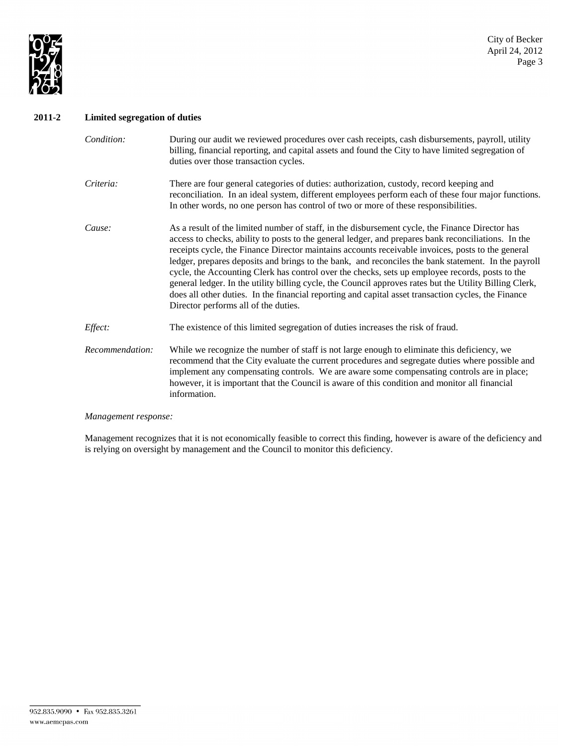## 2011-2 Limited segregation of duties

*Condition:* During our audit we reviewed procedures over cash receipts, cash disbursements, payroll, utility billing, financial reporting, and capital assets and found the City to have limited segregation of duties over those transaction cycles.

*Criteria:* There are four general categories of duties: authorization, custody, record keeping and reconciliation. In an ideal system, different employees perform each of these four major functions. In other words, no one person has control of two or more of these responsibilities.

*Cause:* As a result of the limited number of staff, in the disbursement cycle, the Finance Director has access to checks, ability to posts to the general ledger, and prepares bank reconciliations. In the receipts cycle, the Finance Director maintains accounts receivable invoices, posts to the general ledger, prepares deposits and brings to the bank, and reconciles the bank statement. In the payroll cycle, the Accounting Clerk has control over the checks, sets up employee records, posts to the general ledger. In the utility billing cycle, the Council approves rates but the Utility Billing Clerk, does all other duties. In the financial reporting and capital asset transaction cycles, the Finance Director performs all of the duties.

*Effect:* The existence of this limited segregation of duties increases the risk of fraud.

*Recommendation:* While we recognize the number of staff is not large enough to eliminate this deficiency, we recommend that the City evaluate the current procedures and segregate duties where possible and implement any compensating controls. We are aware some compensating controls are in place; however, it is important that the Council is aware of this condition and monitor all financial information.

*Management response:*

Management recognizes that it is not economically feasible to correct this finding, however is aware of the deficiency and is relying on oversight by management and the Council to monitor this deficiency.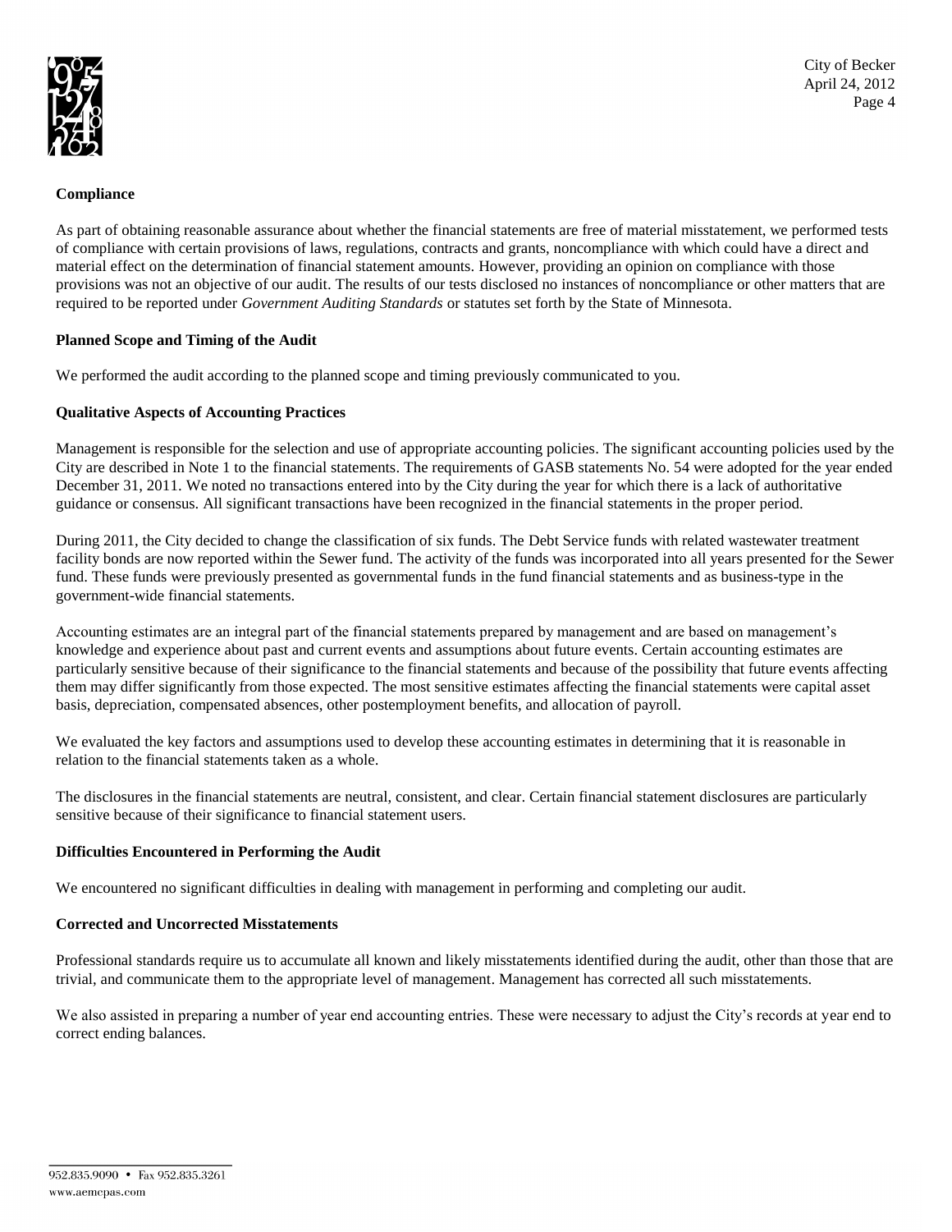**Compliance**

As part of obtaining reasonable assurance about whether the financial statements are free of material misstatement, we performed tests of compliance with certain provisions of laws, regulations, contracts and grants, noncompliance with which could have a direct and material effect on the determination of financial statement amounts. However, providing an opinion on compliance with those provisions was not an objective of our audit. The results of our tests disclosed no instances of noncompliance or other matters that are required to be reported under *Government Auditing Standards* or statutes set forth by the State of Minnesota.

**Planned Scope and Timing of the Audit**

We performed the audit according to the planned scope and timing previously communicated to you.

**Qualitative Aspects of Accounting Practices**

Management is responsible for the selection and use of appropriate accounting policies. The significant accounting policies used by the City are described in Note 1 to the financial statements. The requirements of GASB statements No. 54 were adopted for the year ended December 31, 2011. We noted no transactions entered into by the City during the year for which there is a lack of authoritative guidance or consensus. All significant transactions have been recognized in the financial statements in the proper period.

During 2011, the City decided to change the classification of six funds. The Debt Service funds with related wastewater treatment facility bonds are now reported within the Sewer fund. The activity of the funds was incorporated into all years presented for the Sewer fund. These funds were previously presented as governmental funds in the fund financial statements and as business-type in the government-wide financial statements.

Accounting estimates are an integral part of the financial statements prepared by management and are based on management's knowledge and experience about past and current events and assumptions about future events. Certain accounting estimates are particularly sensitive because of their significance to the financial statements and because of the possibility that future events affecting them may differ significantly from those expected. The most sensitive estimates affecting the financial statements were capital asset basis, depreciation, compensated absences, other postemployment benefits, and allocation of payroll.

We evaluated the key factors and assumptions used to develop these accounting estimates in determining that it is reasonable in relation to the financial statements taken as a whole.

The disclosures in the financial statements are neutral, consistent, and clear. Certain financial statement disclosures are particularly sensitive because of their significance to financial statement users.

**Difficulties Encountered in Performing the Audit**

We encountered no significant difficulties in dealing with management in performing and completing our audit.

**Corrected and Uncorrected Misstatements**

Professional standards require us to accumulate all known and likely misstatements identified during the audit, other than those that are trivial, and communicate them to the appropriate level of management. Management has corrected all such misstatements.

We also assisted in preparing a number of year end accounting entries. These were necessary to adjust the City's records at year end to correct ending balances.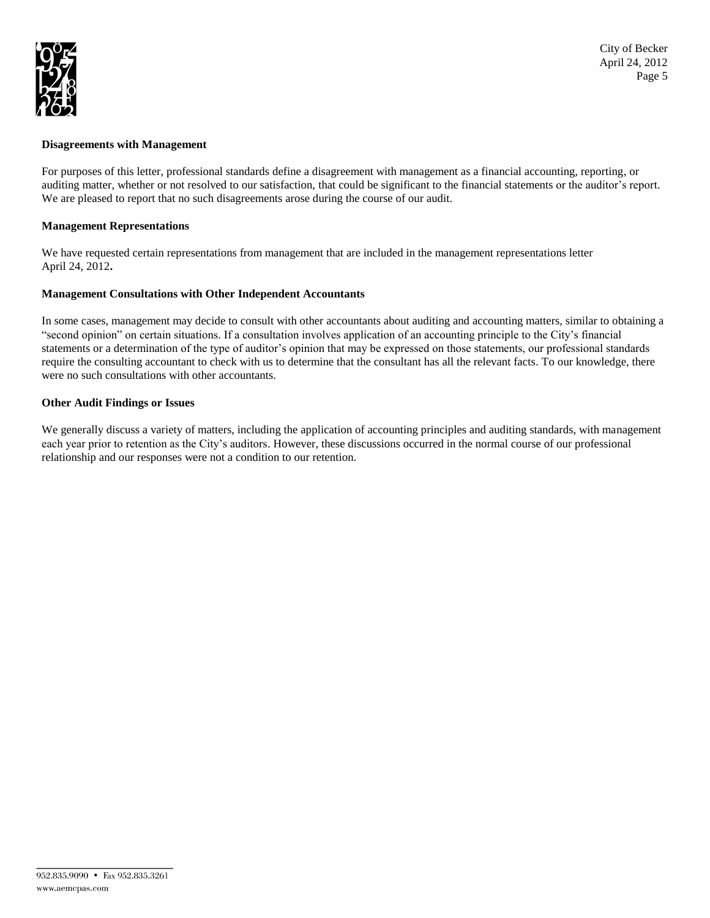### Disagreements with Management

For purposes of this letter, professional standards define a disagreement with management as a financial accounting, reporting, or auditing matter, whether or not resolved to our satisfaction, that could be significant to the financial statements or the auditor's report. We are pleased to report that no such disagreements arose during the course of our audit.

### Management Representations

We have requested certain representations from management that are included in the management representations letter April 24, 2012**.**

### Management Consultations with Other Independent Accountants

In some cases, management may decide to consult with other accountants about auditing and accounting matters, similar to obtaining a "second opinion" on certain situations. If a consultation involves application of an accounting principle to the City's financial statements or a determination of the type of auditor's opinion that may be expressed on those statements, our professional standards require the consulting accountant to check with us to determine that the consultant has all the relevant facts. To our knowledge, there were no such consultations with other accountants.

### Other Audit Findings or Issues

We generally discuss a variety of matters, including the application of accounting principles and auditing standards, with management each year prior to retention as the City's auditors. However, these discussions occurred in the normal course of our professional relationship and our responses were not a condition to our retention.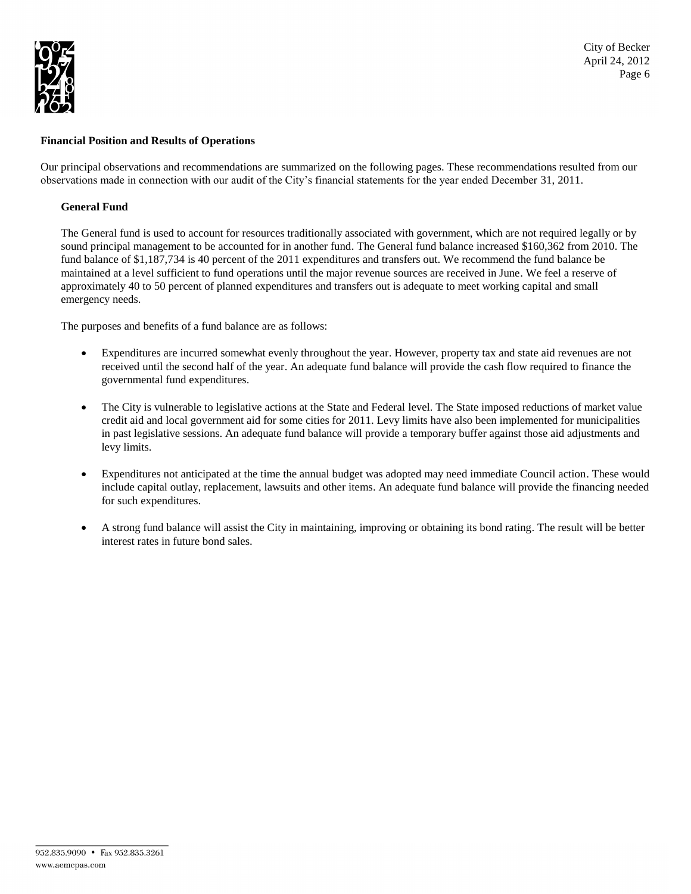### Financial Position and Results of Operations

Our principal observations and recommendations are summarized on the following pages. These recommendations resulted from our observations made in connection with our audit of the City's financial statements for the year ended December 31, 2011.

#### General Fund

The General fund is used to account for resources traditionally associated with government, which are not required legally or by sound principal management to be accounted for in another fund. The General fund balance increased $160,362 from 2010. The fund balance of $1,187,734 is 40 percent of the 2011 expenditures and transfers out. We recommend the fund balance be maintained at a level sufficient to fund operations until the major revenue sources are received in June. We feel a reserve of approximately 40 to 50 percent of planned expenditures and transfers out is adequate to meet working capital and small emergency needs.

The purposes and benefits of a fund balance are as follows:

- Expenditures are incurred somewhat evenly throughout the year. However, property tax and state aid revenues are not received until the second half of the year. An adequate fund balance will provide the cash flow required to finance the governmental fund expenditures.
- The City is vulnerable to legislative actions at the State and Federal level. The State imposed reductions of market value credit aid and local government aid for some cities for 2011. Levy limits have also been implemented for municipalities in past legislative sessions. An adequate fund balance will provide a temporary buffer against those aid adjustments and levy limits.
- Expenditures not anticipated at the time the annual budget was adopted may need immediate Council action. These would include capital outlay, replacement, lawsuits and other items. An adequate fund balance will provide the financing needed for such expenditures.
- A strong fund balance will assist the City in maintaining, improving or obtaining its bond rating. The result will be better interest rates in future bond sales.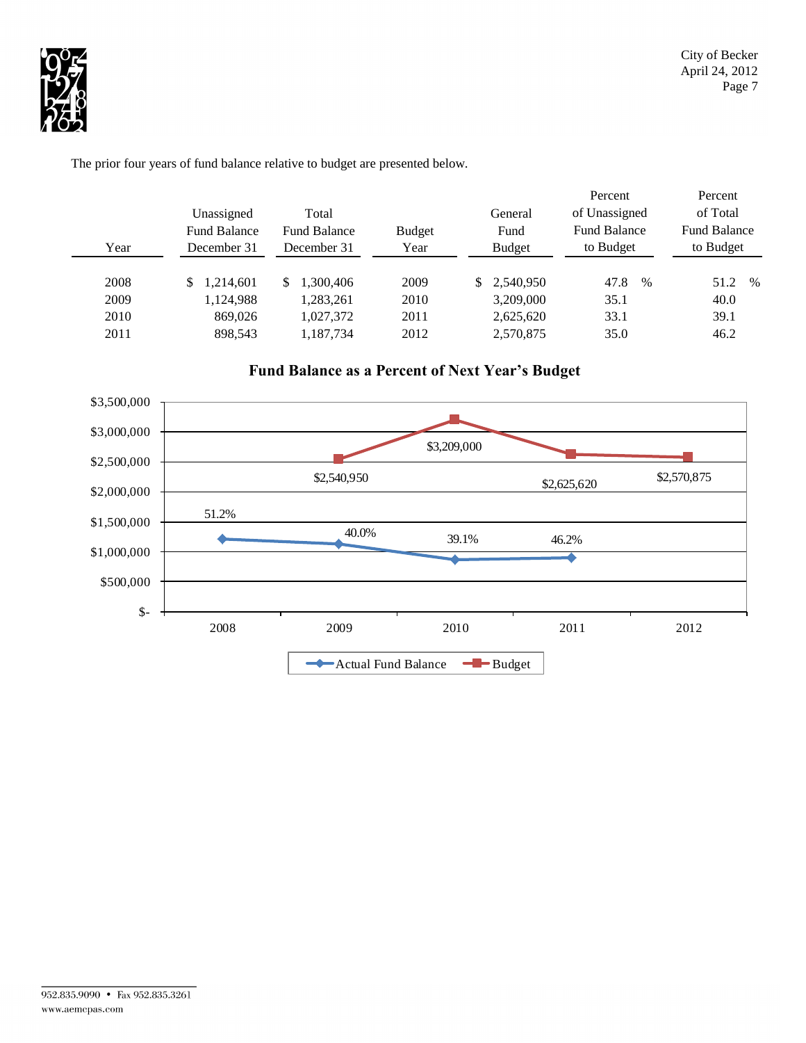The prior four years of fund balance relative to budget are presented below.

| Year | Unassigned Fund Balance December 31 | Total Fund Balance December 31 | Budget Year | General Fund Budget | Percent of Unassigned Fund Balance to Budget | Percent of Total Fund Balance to Budget |
|---|---|---|---|---|---|---|
| 2008 | $ 1,214,601 | $ 1,300,406 | 2009 | $ 2,540,950 | 47.8 % | 51.2 % |
| 2009 | 1,124,988 | 1,283,261 | 2010 | 3,209,000 | 35.1 | 40.0 |
| 2010 | 869,026 | 1,027,372 | 2011 | 2,625,620 | 33.1 | 39.1 |
| 2011 | 898,543 | 1,187,734 | 2012 | 2,570,875 | 35.0 | 46.2 |

**Fund Balance as a Percent of Next Year's Budget**

| Year | Actual Fund Balance | Budget |
|---|---|---|
| 2008 | 51.2% | |
| 2009 | 40.0% | $2,540,950 |
| 2010 | 39.1% | $3,209,000 |
| 2011 | 46.2% | $2,625,620 |
| 2012 | | $2,570,875 |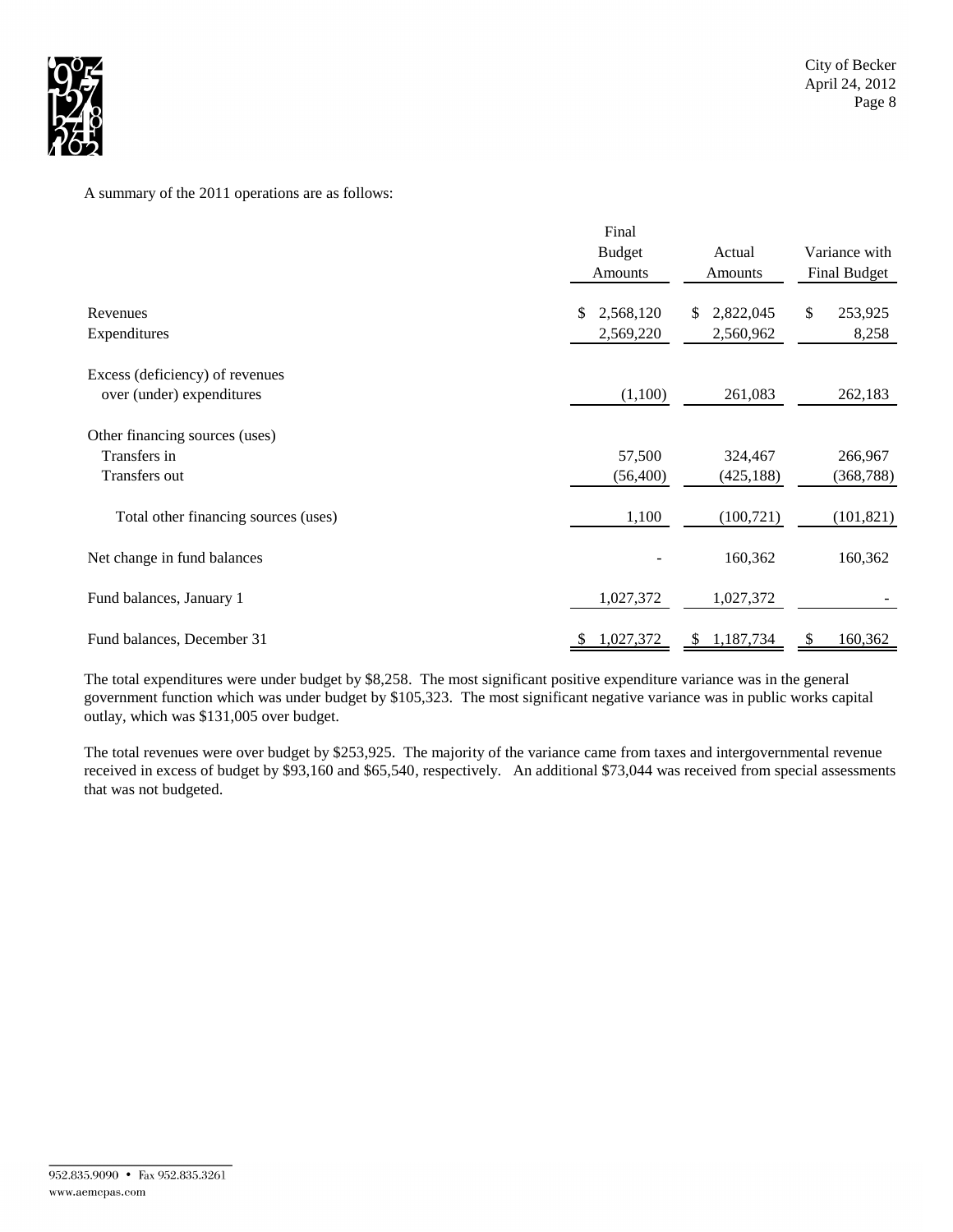A summary of the 2011 operations are as follows:

| | Final Budget Amounts | Actual Amounts | Variance with Final Budget |
|---|---|---|---|
| Revenues | $ 2,568,120 | $ 2,822,045 | $ 253,925 |
| Expenditures | 2,569,220 | 2,560,962 | 8,258 |
| Excess (deficiency) of revenues over (under) expenditures | (1,100) | 261,083 | 262,183 |
| Other financing sources (uses) | | | |
| Transfers in | 57,500 | 324,467 | 266,967 |
| Transfers out | (56,400) | (425,188) | (368,788) |
| Total other financing sources (uses) | 1,100 | (100,721) | (101,821) |
| Net change in fund balances | - | 160,362 | 160,362 |
| Fund balances, January 1 | 1,027,372 | 1,027,372 | - |
| Fund balances, December 31 | $ 1,027,372 | $ 1,187,734 | $ 160,362 |

The total expenditures were under budget by $8,258. The most significant positive expenditure variance was in the general government function which was under budget by $105,323. The most significant negative variance was in public works capital outlay, which was $131,005 over budget.

The total revenues were over budget by $253,925. The majority of the variance came from taxes and intergovernmental revenue received in excess of budget by $93,160 and $65,540, respectively. An additional $73,044 was received from special assessments that was not budgeted.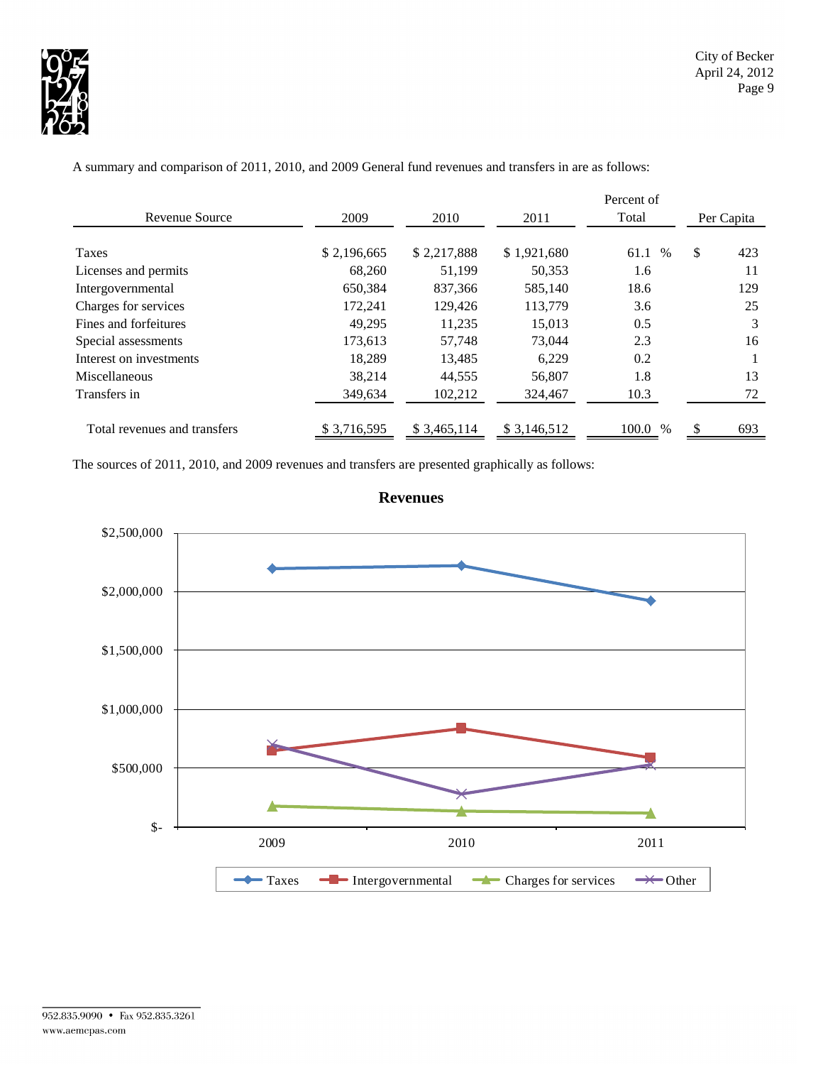A summary and comparison of 2011, 2010, and 2009 General fund revenues and transfers in are as follows:

| Revenue Source | 2009 | 2010 | 2011 | Percent of Total | Per Capita |
|---|---|---|---|---|---|
| Taxes | $ 2,196,665 | $ 2,217,888 | $ 1,921,680 | 61.1 % | $ 423 |
| Licenses and permits | 68,260 | 51,199 | 50,353 | 1.6 | 11 |
| Intergovernmental | 650,384 | 837,366 | 585,140 | 18.6 | 129 |
| Charges for services | 172,241 | 129,426 | 113,779 | 3.6 | 25 |
| Fines and forfeitures | 49,295 | 11,235 | 15,013 | 0.5 | 3 |
| Special assessments | 173,613 | 57,748 | 73,044 | 2.3 | 16 |
| Interest on investments | 18,289 | 13,485 | 6,229 | 0.2 | 1 |
| Miscellaneous | 38,214 | 44,555 | 56,807 | 1.8 | 13 |
| Transfers in | 349,634 | 102,212 | 324,467 | 10.3 | 72 |
| Total revenues and transfers | $ 3,716,595 | $ 3,465,114 | $ 3,146,512 | 100.0 % | $ 693 |

The sources of 2011, 2010, and 2009 revenues and transfers are presented graphically as follows:

**Revenues**

(Chart: Taxes, Intergovernmental, Charges for services, Other — 2009, 2010, 2011; y-axis $- to $2,500,000)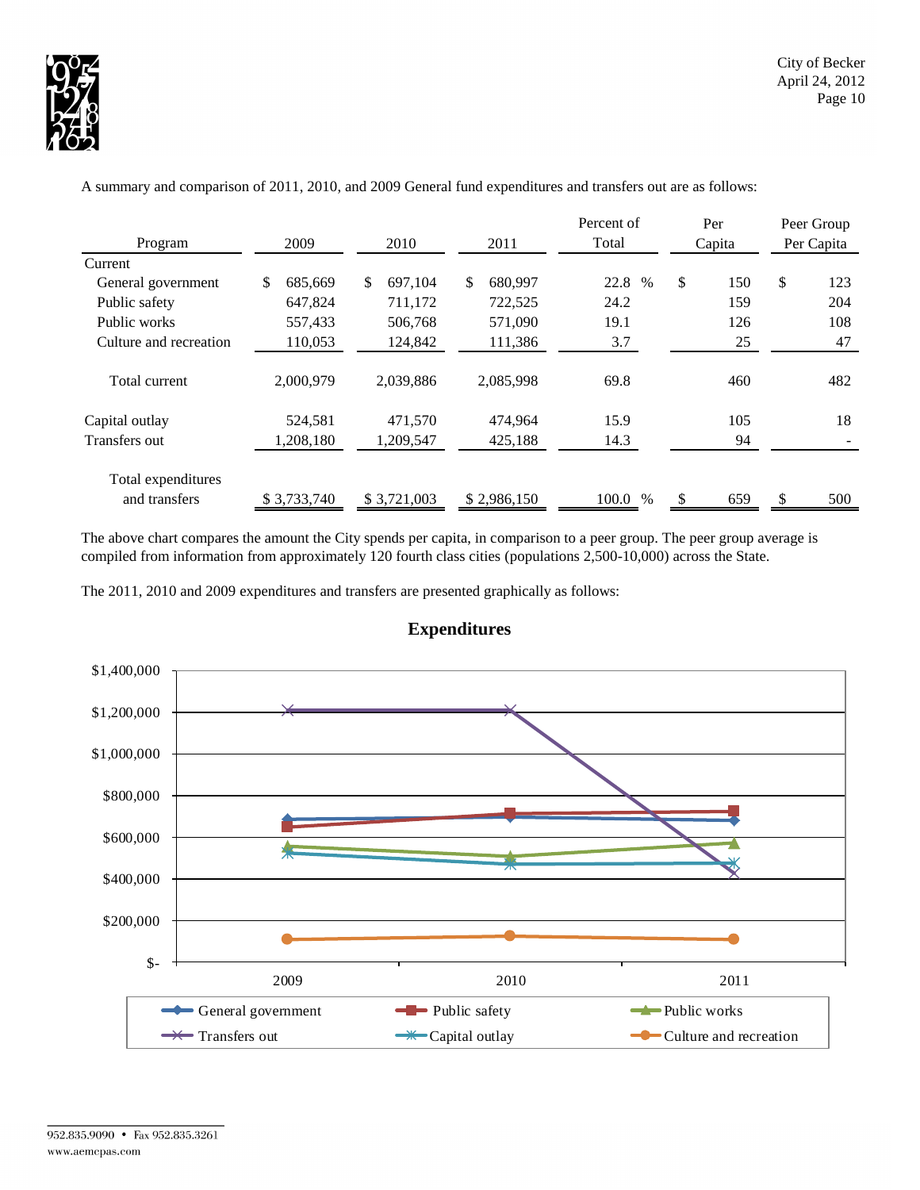A summary and comparison of 2011, 2010, and 2009 General fund expenditures and transfers out are as follows:

| Program | 2009 | 2010 | 2011 | Percent of Total | Per Capita | Peer Group Per Capita |
|---|---|---|---|---|---|---|
| Current | | | | | | |
| General government | $ 685,669 | $ 697,104 | $ 680,997 | 22.8 % | $ 150 | $ 123 |
| Public safety | 647,824 | 711,172 | 722,525 | 24.2 | 159 | 204 |
| Public works | 557,433 | 506,768 | 571,090 | 19.1 | 126 | 108 |
| Culture and recreation | 110,053 | 124,842 | 111,386 | 3.7 | 25 | 47 |
| Total current | 2,000,979 | 2,039,886 | 2,085,998 | 69.8 | 460 | 482 |
| Capital outlay | 524,581 | 471,570 | 474,964 | 15.9 | 105 | 18 |
| Transfers out | 1,208,180 | 1,209,547 | 425,188 | 14.3 | 94 | - |
| Total expenditures and transfers | $ 3,733,740 | $ 3,721,003 | $ 2,986,150 | 100.0 % | $ 659 | $ 500 |

The above chart compares the amount the City spends per capita, in comparison to a peer group. The peer group average is compiled from information from approximately 120 fourth class cities (populations 2,500-10,000) across the State.

The 2011, 2010 and 2009 expenditures and transfers are presented graphically as follows:

**Expenditures**

| Series | 2009 | 2010 | 2011 |
|---|---|---|---|
| General government | 685,669 | 697,104 | 680,997 |
| Public safety | 647,824 | 711,172 | 722,525 |
| Public works | 557,433 | 506,768 | 571,090 |
| Transfers out | 1,208,180 | 1,209,547 | 425,188 |
| Capital outlay | 524,581 | 471,570 | 474,964 |
| Culture and recreation | 110,053 | 124,842 | 111,386 |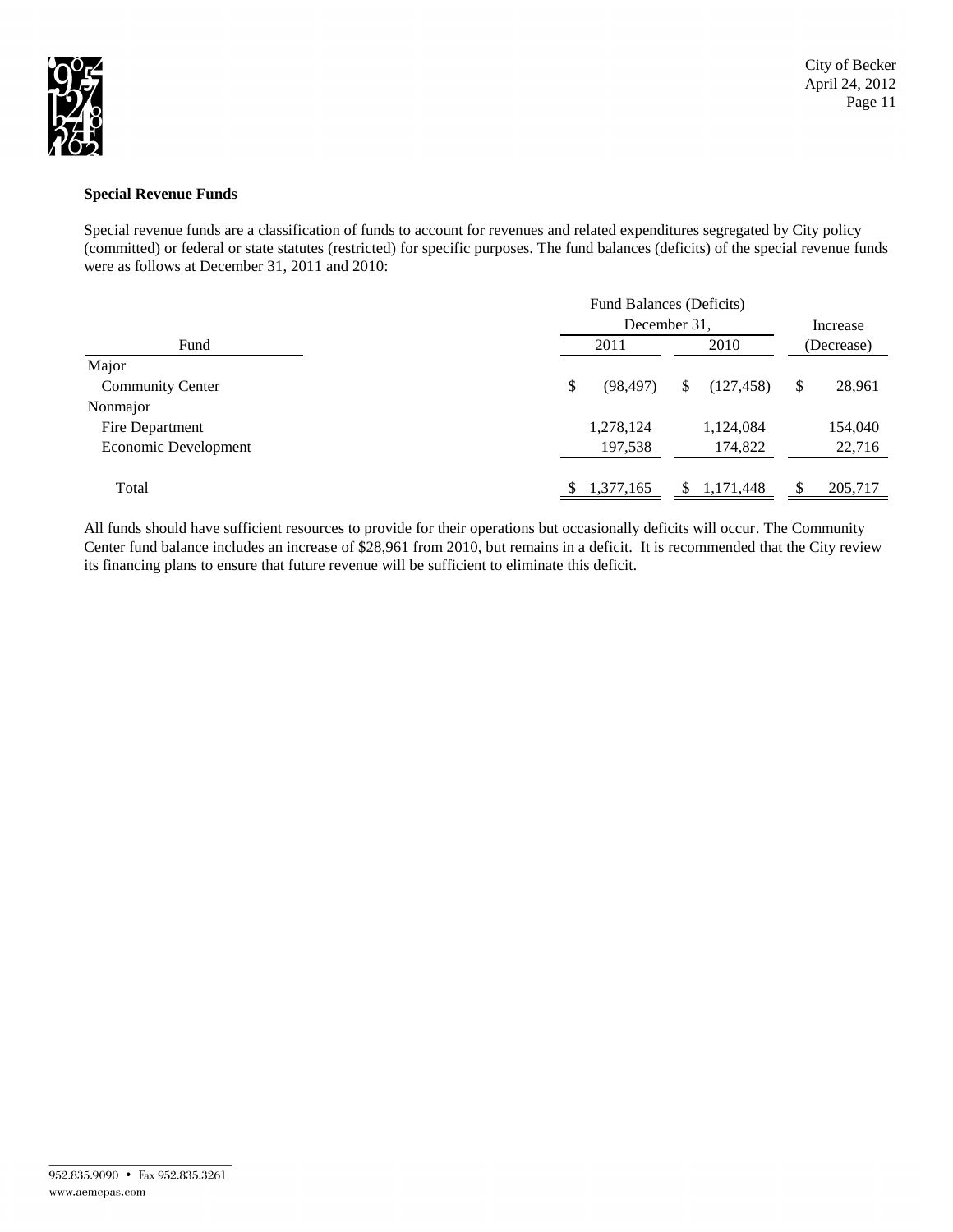**Special Revenue Funds**

Special revenue funds are a classification of funds to account for revenues and related expenditures segregated by City policy (committed) or federal or state statutes (restricted) for specific purposes. The fund balances (deficits) of the special revenue funds were as follows at December 31, 2011 and 2010:

| | Fund Balances (Deficits) December 31, | | Increase |
|---|---|---|---|
| Fund | 2011 | 2010 | (Decrease) |
| Major | | | |
| Community Center | $ (98,497) | $ (127,458) | $ 28,961 |
| Nonmajor | | | |
| Fire Department | 1,278,124 | 1,124,084 | 154,040 |
| Economic Development | 197,538 | 174,822 | 22,716 |
| Total | $ 1,377,165 | $ 1,171,448 | $ 205,717 |

All funds should have sufficient resources to provide for their operations but occasionally deficits will occur. The Community Center fund balance includes an increase of $28,961 from 2010, but remains in a deficit. It is recommended that the City review its financing plans to ensure that future revenue will be sufficient to eliminate this deficit.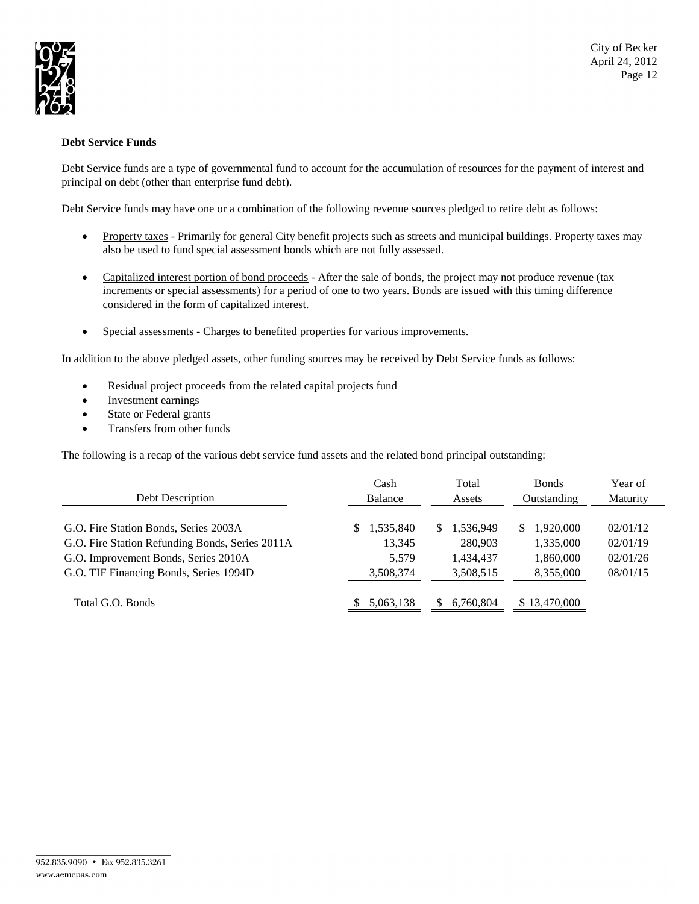**Debt Service Funds**

Debt Service funds are a type of governmental fund to account for the accumulation of resources for the payment of interest and principal on debt (other than enterprise fund debt).

Debt Service funds may have one or a combination of the following revenue sources pledged to retire debt as follows:

- Property taxes - Primarily for general City benefit projects such as streets and municipal buildings. Property taxes may also be used to fund special assessment bonds which are not fully assessed.
- Capitalized interest portion of bond proceeds - After the sale of bonds, the project may not produce revenue (tax increments or special assessments) for a period of one to two years. Bonds are issued with this timing difference considered in the form of capitalized interest.
- Special assessments - Charges to benefited properties for various improvements.

In addition to the above pledged assets, other funding sources may be received by Debt Service funds as follows:

- Residual project proceeds from the related capital projects fund
- Investment earnings
- State or Federal grants
- Transfers from other funds

The following is a recap of the various debt service fund assets and the related bond principal outstanding:

| Debt Description | Cash Balance | Total Assets | Bonds Outstanding | Year of Maturity |
|---|---|---|---|---|
| G.O. Fire Station Bonds, Series 2003A | $ 1,535,840 | $ 1,536,949 | $ 1,920,000 | 02/01/12 |
| G.O. Fire Station Refunding Bonds, Series 2011A | 13,345 | 280,903 | 1,335,000 | 02/01/19 |
| G.O. Improvement Bonds, Series 2010A | 5,579 | 1,434,437 | 1,860,000 | 02/01/26 |
| G.O. TIF Financing Bonds, Series 1994D | 3,508,374 | 3,508,515 | 8,355,000 | 08/01/15 |
| Total G.O. Bonds | $ 5,063,138 | $ 6,760,804 | $ 13,470,000 | |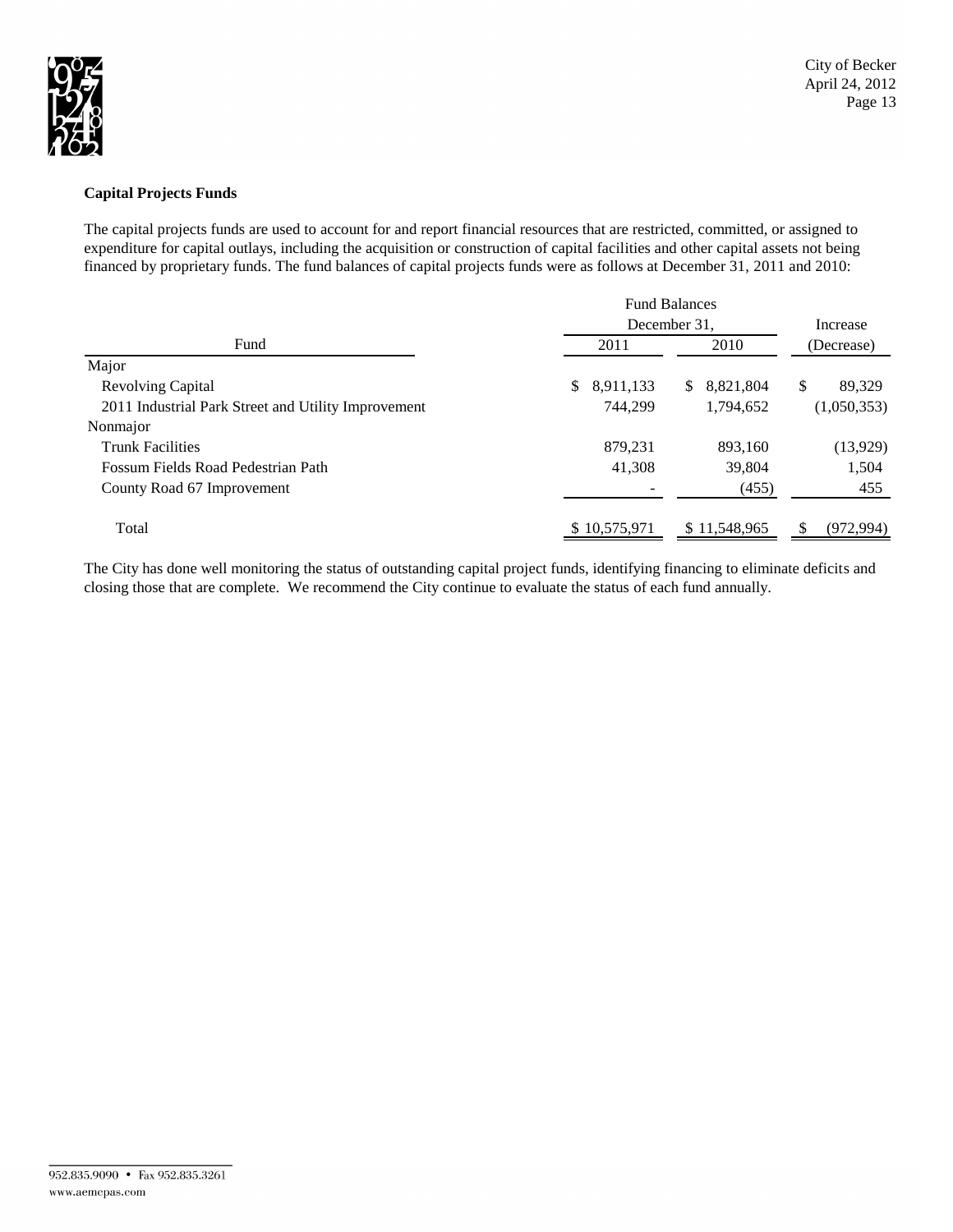**Capital Projects Funds**

The capital projects funds are used to account for and report financial resources that are restricted, committed, or assigned to expenditure for capital outlays, including the acquisition or construction of capital facilities and other capital assets not being financed by proprietary funds. The fund balances of capital projects funds were as follows at December 31, 2011 and 2010:

| Fund | Fund Balances December 31, 2011 | Fund Balances December 31, 2010 | Increase (Decrease) |
|---|---|---|---|
| Major | | | |
| Revolving Capital | $ 8,911,133 | $ 8,821,804 | $ 89,329 |
| 2011 Industrial Park Street and Utility Improvement | 744,299 | 1,794,652 | (1,050,353) |
| Nonmajor | | | |
| Trunk Facilities | 879,231 | 893,160 | (13,929) |
| Fossum Fields Road Pedestrian Path | 41,308 | 39,804 | 1,504 |
| County Road 67 Improvement | - | (455) | 455 |
| Total | $ 10,575,971 | $ 11,548,965 | $ (972,994) |

The City has done well monitoring the status of outstanding capital project funds, identifying financing to eliminate deficits and closing those that are complete. We recommend the City continue to evaluate the status of each fund annually.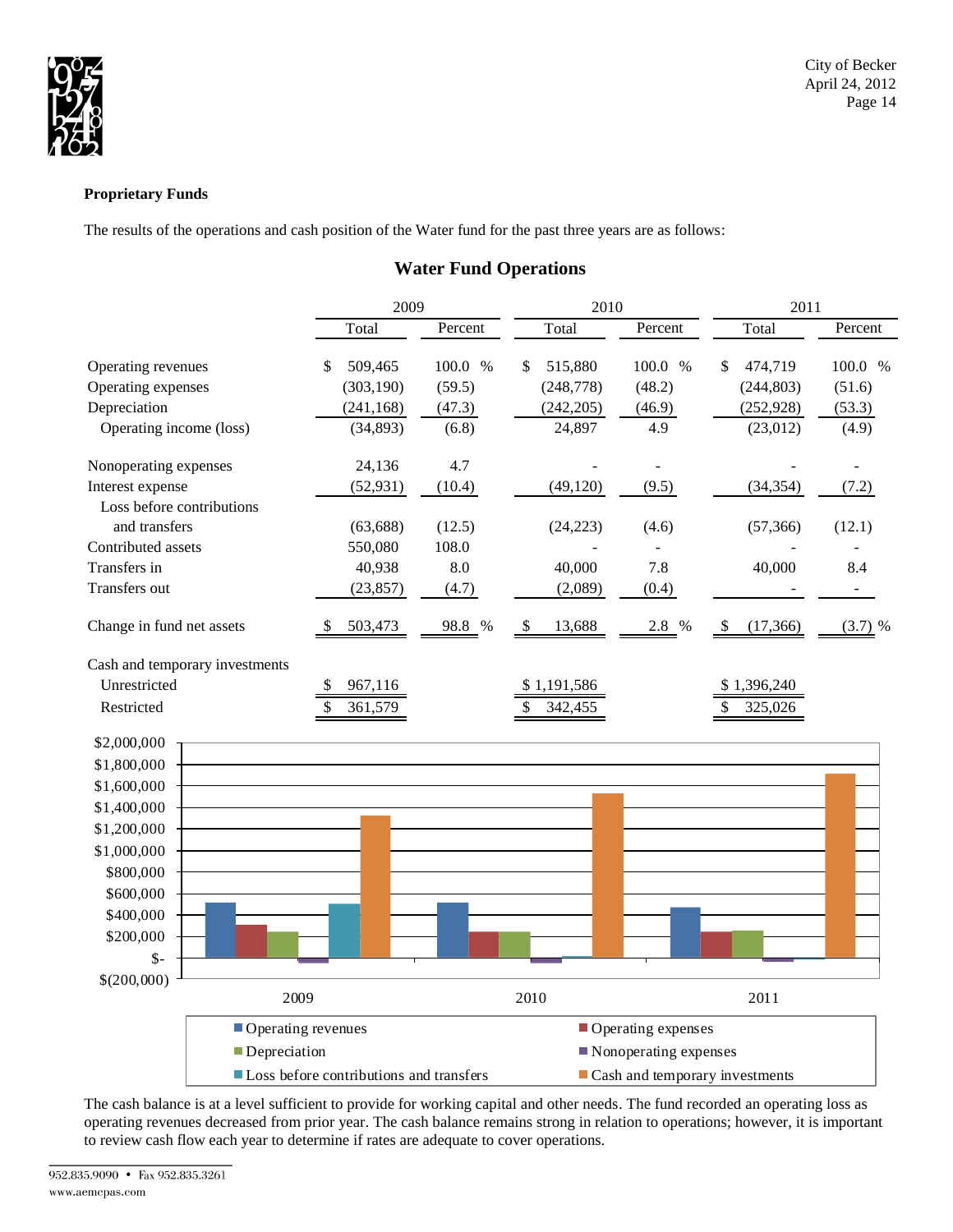## Proprietary Funds

The results of the operations and cash position of the Water fund for the past three years are as follows:

### Water Fund Operations

| | 2009 | | 2010 | | 2011 | |
|---|---|---|---|---|---|---|
| | Total | Percent | Total | Percent | Total | Percent |
| Operating revenues | $ 509,465 | 100.0 % | $ 515,880 | 100.0 % | $ 474,719 | 100.0 % |
| Operating expenses | (303,190) | (59.5) | (248,778) | (48.2) | (244,803) | (51.6) |
| Depreciation | (241,168) | (47.3) | (242,205) | (46.9) | (252,928) | (53.3) |
| Operating income (loss) | (34,893) | (6.8) | 24,897 | 4.9 | (23,012) | (4.9) |
| Nonoperating expenses | 24,136 | 4.7 | - | - | - | - |
| Interest expense | (52,931) | (10.4) | (49,120) | (9.5) | (34,354) | (7.2) |
| Loss before contributions and transfers | (63,688) | (12.5) | (24,223) | (4.6) | (57,366) | (12.1) |
| Contributed assets | 550,080 | 108.0 | - | - | - | - |
| Transfers in | 40,938 | 8.0 | 40,000 | 7.8 | 40,000 | 8.4 |
| Transfers out | (23,857) | (4.7) | (2,089) | (0.4) | - | - |
| Change in fund net assets | $ 503,473 | 98.8 % | $ 13,688 | 2.8 % | $ (17,366) | (3.7) % |
| Cash and temporary investments | | | | | | |
| Unrestricted | $ 967,116 | | $ 1,191,586 | | $ 1,396,240 | |
| Restricted | $ 361,579 | | $ 342,455 | | $ 325,026 | |

The cash balance is at a level sufficient to provide for working capital and other needs. The fund recorded an operating loss as operating revenues decreased from prior year. The cash balance remains strong in relation to operations; however, it is important to review cash flow each year to determine if rates are adequate to cover operations.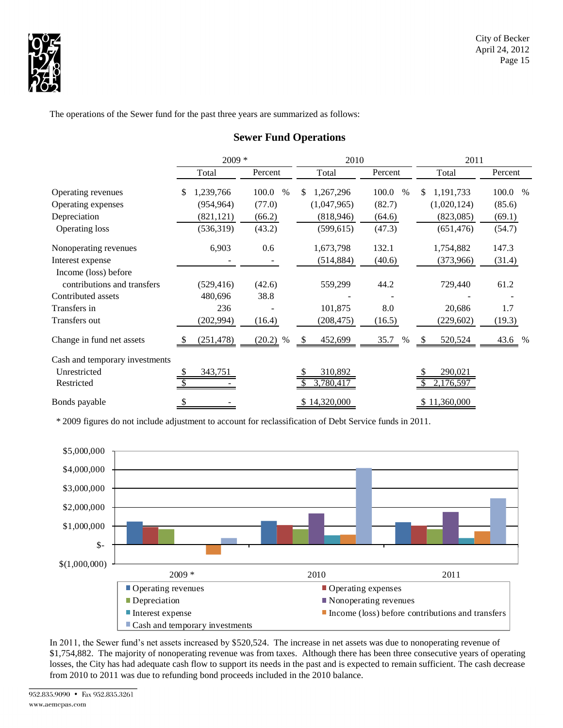The operations of the Sewer fund for the past three years are summarized as follows:

## Sewer Fund Operations

| | 2009 * | | 2010 | | 2011 | |
|---|---|---|---|---|---|---|
| | Total | Percent | Total | Percent | Total | Percent |
| Operating revenues | $ 1,239,766 | 100.0 % | $ 1,267,296 | 100.0 % | $ 1,191,733 | 100.0 % |
| Operating expenses | (954,964) | (77.0) | (1,047,965) | (82.7) | (1,020,124) | (85.6) |
| Depreciation | (821,121) | (66.2) | (818,946) | (64.6) | (823,085) | (69.1) |
| Operating loss | (536,319) | (43.2) | (599,615) | (47.3) | (651,476) | (54.7) |
| Nonoperating revenues | 6,903 | 0.6 | 1,673,798 | 132.1 | 1,754,882 | 147.3 |
| Interest expense | - | - | (514,884) | (40.6) | (373,966) | (31.4) |
| Income (loss) before contributions and transfers | (529,416) | (42.6) | 559,299 | 44.2 | 729,440 | 61.2 |
| Contributed assets | 480,696 | 38.8 | - | - | - | - |
| Transfers in | 236 | - | 101,875 | 8.0 | 20,686 | 1.7 |
| Transfers out | (202,994) | (16.4) | (208,475) | (16.5) | (229,602) | (19.3) |
| Change in fund net assets | $ (251,478) | (20.2) % | $ 452,699 | 35.7 % | $ 520,524 | 43.6 % |
| Cash and temporary investments | | | | | | |
| Unrestricted | $ 343,751 | | $ 310,892 | | $ 290,021 | |
| Restricted | $ - | | $ 3,780,417 | | $ 2,176,597 | |
| Bonds payable | $ - | | $ 14,320,000 | | $ 11,360,000 | |

\* 2009 figures do not include adjustment to account for reclassification of Debt Service funds in 2011.

In 2011, the Sewer fund's net assets increased by $520,524. The increase in net assets was due to nonoperating revenue of $1,754,882. The majority of nonoperating revenue was from taxes. Although there has been three consecutive years of operating losses, the City has had adequate cash flow to support its needs in the past and is expected to remain sufficient. The cash decrease from 2010 to 2011 was due to refunding bond proceeds included in the 2010 balance.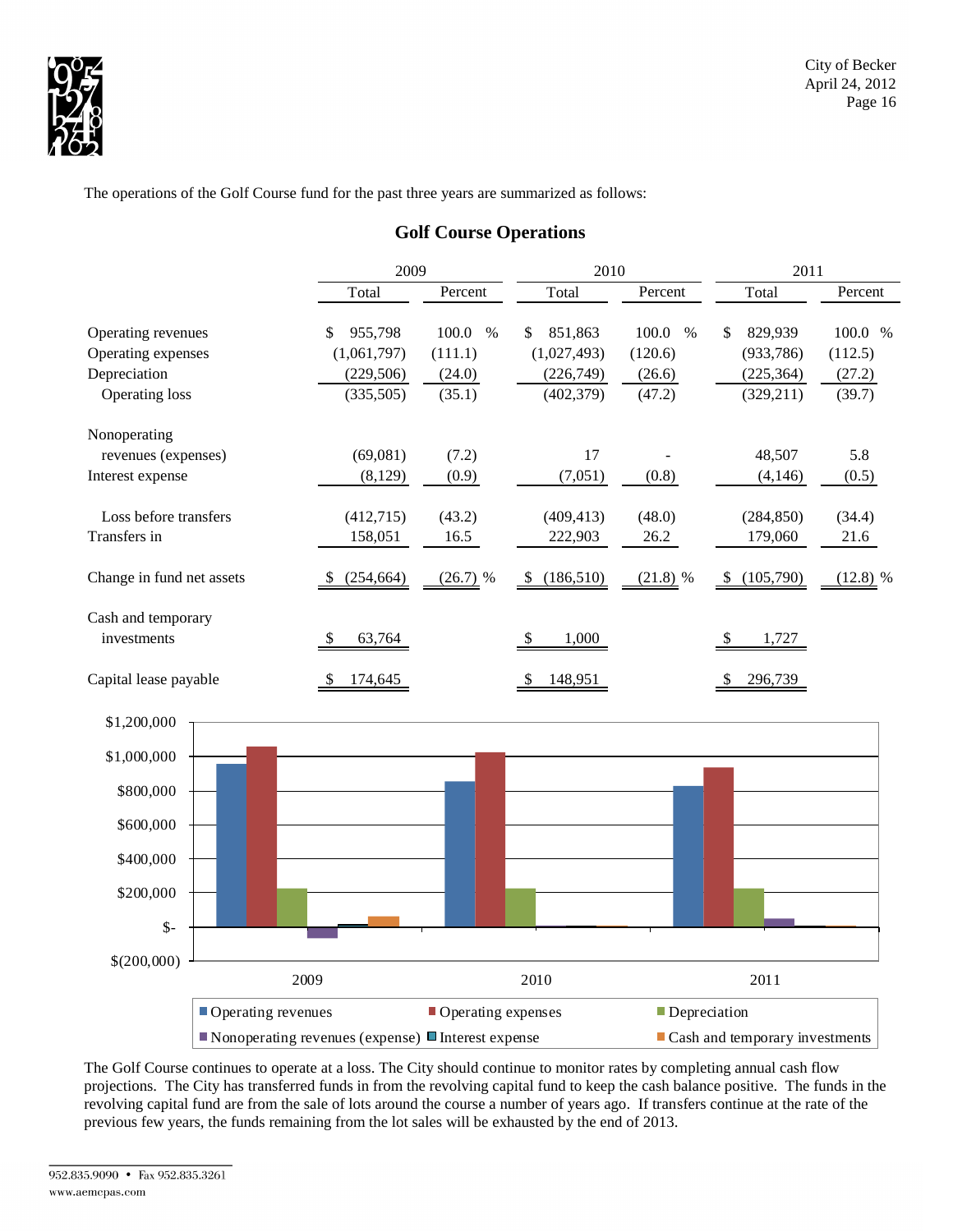The operations of the Golf Course fund for the past three years are summarized as follows:

## Golf Course Operations

| | 2009 | | 2010 | | 2011 | |
|---|---|---|---|---|---|---|
| | Total | Percent | Total | Percent | Total | Percent |
| Operating revenues | $ 955,798 | 100.0 % | $ 851,863 | 100.0 % | $ 829,939 | 100.0 % |
| Operating expenses | (1,061,797) | (111.1) | (1,027,493) | (120.6) | (933,786) | (112.5) |
| Depreciation | (229,506) | (24.0) | (226,749) | (26.6) | (225,364) | (27.2) |
| Operating loss | (335,505) | (35.1) | (402,379) | (47.2) | (329,211) | (39.7) |
| Nonoperating revenues (expenses) | (69,081) | (7.2) | 17 | - | 48,507 | 5.8 |
| Interest expense | (8,129) | (0.9) | (7,051) | (0.8) | (4,146) | (0.5) |
| Loss before transfers | (412,715) | (43.2) | (409,413) | (48.0) | (284,850) | (34.4) |
| Transfers in | 158,051 | 16.5 | 222,903 | 26.2 | 179,060 | 21.6 |
| Change in fund net assets | $ (254,664) | (26.7) % | $ (186,510) | (21.8) % | $ (105,790) | (12.8) % |
| Cash and temporary investments | $ 63,764 | | $ 1,000 | | $ 1,727 | |
| Capital lease payable | $ 174,645 | | $ 148,951 | | $ 296,739 | |

The Golf Course continues to operate at a loss. The City should continue to monitor rates by completing annual cash flow projections. The City has transferred funds in from the revolving capital fund to keep the cash balance positive. The funds in the revolving capital fund are from the sale of lots around the course a number of years ago. If transfers continue at the rate of the previous few years, the funds remaining from the lot sales will be exhausted by the end of 2013.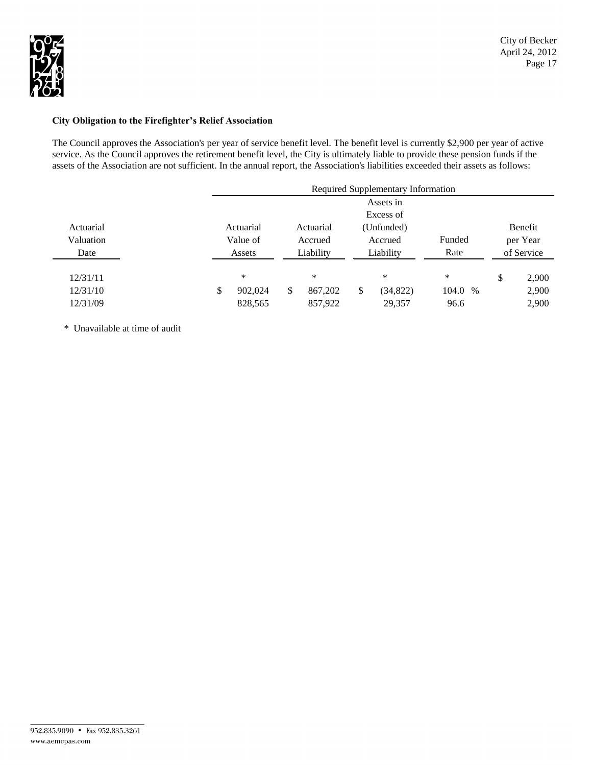**City Obligation to the Firefighter's Relief Association**

The Council approves the Association's per year of service benefit level. The benefit level is currently $2,900 per year of active service. As the Council approves the retirement benefit level, the City is ultimately liable to provide these pension funds if the assets of the Association are not sufficient. In the annual report, the Association's liabilities exceeded their assets as follows:

| | Required Supplementary Information | | | | |
|---|---|---|---|---|---|
| Actuarial Valuation Date | Actuarial Value of Assets | Actuarial Accrued Liability | Assets in Excess of (Unfunded) Accrued Liability | Funded Rate | Benefit per Year of Service |
| 12/31/11 | * | * | * | * | $ 2,900 |
| 12/31/10 | $ 902,024 | $ 867,202 | $ (34,822) | 104.0 % | 2,900 |
| 12/31/09 | 828,565 | 857,922 | 29,357 | 96.6 | 2,900 |

\* Unavailable at time of audit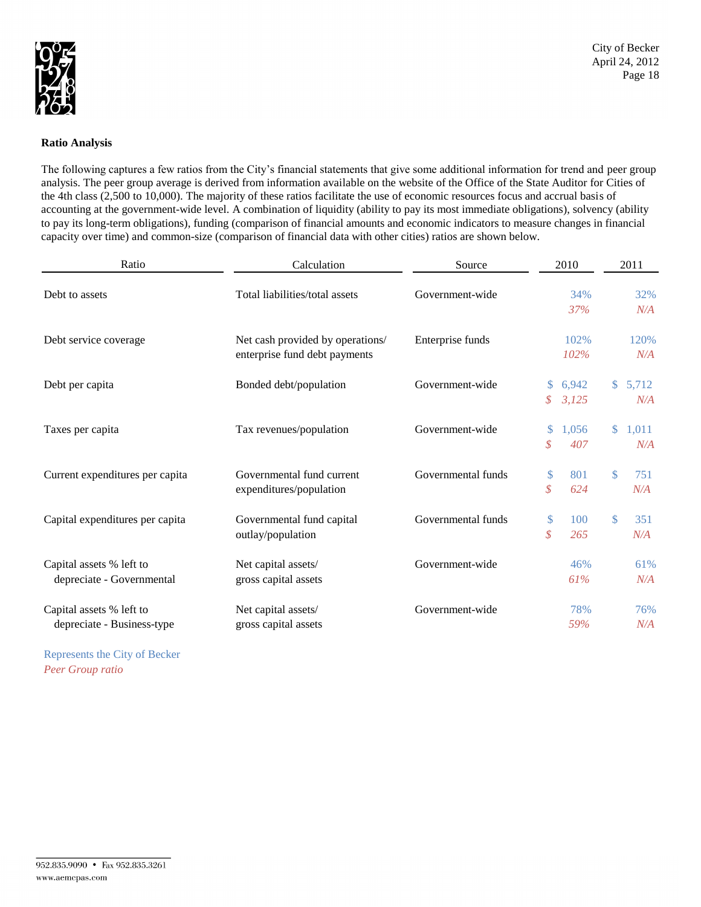## Ratio Analysis

The following captures a few ratios from the City's financial statements that give some additional information for trend and peer group analysis. The peer group average is derived from information available on the website of the Office of the State Auditor for Cities of the 4th class (2,500 to 10,000). The majority of these ratios facilitate the use of economic resources focus and accrual basis of accounting at the government-wide level. A combination of liquidity (ability to pay its most immediate obligations), solvency (ability to pay its long-term obligations), funding (comparison of financial amounts and economic indicators to measure changes in financial capacity over time) and common-size (comparison of financial data with other cities) ratios are shown below.

| Ratio | Calculation | Source | 2010 | 2011 |
|---|---|---|---|---|
| Debt to assets | Total liabilities/total assets | Government-wide | 34% | 32% |
| | | | *37%* | *N/A* |
| Debt service coverage | Net cash provided by operations/ enterprise fund debt payments | Enterprise funds | 102% | 120% |
| | | | *102%* | *N/A* |
| Debt per capita | Bonded debt/population | Government-wide | $ 6,942 | $ 5,712 |
| | | | *$ 3,125* | *N/A* |
| Taxes per capita | Tax revenues/population | Government-wide | $ 1,056 | $ 1,011 |
| | | | *$ 407* | *N/A* |
| Current expenditures per capita | Governmental fund current expenditures/population | Governmental funds | $ 801 | $ 751 |
| | | | *$ 624* | *N/A* |
| Capital expenditures per capita | Governmental fund capital outlay/population | Governmental funds | $ 100 | $ 351 |
| | | | *$ 265* | *N/A* |
| Capital assets % left to depreciate - Governmental | Net capital assets/ gross capital assets | Government-wide | 46% | 61% |
| | | | *61%* | *N/A* |
| Capital assets % left to depreciate - Business-type | Net capital assets/ gross capital assets | Government-wide | 78% | 76% |
| | | | *59%* | *N/A* |

Represents the City of Becker

*Peer Group ratio*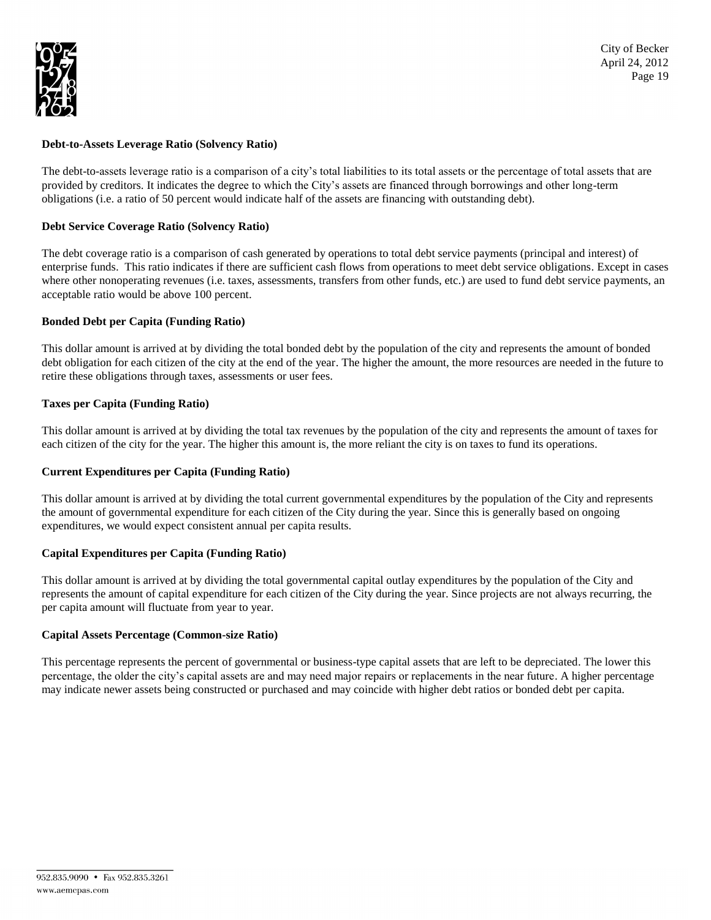**Debt-to-Assets Leverage Ratio (Solvency Ratio)**

The debt-to-assets leverage ratio is a comparison of a city's total liabilities to its total assets or the percentage of total assets that are provided by creditors. It indicates the degree to which the City's assets are financed through borrowings and other long-term obligations (i.e. a ratio of 50 percent would indicate half of the assets are financing with outstanding debt).

**Debt Service Coverage Ratio (Solvency Ratio)**

The debt coverage ratio is a comparison of cash generated by operations to total debt service payments (principal and interest) of enterprise funds. This ratio indicates if there are sufficient cash flows from operations to meet debt service obligations. Except in cases where other nonoperating revenues (i.e. taxes, assessments, transfers from other funds, etc.) are used to fund debt service payments, an acceptable ratio would be above 100 percent.

**Bonded Debt per Capita (Funding Ratio)**

This dollar amount is arrived at by dividing the total bonded debt by the population of the city and represents the amount of bonded debt obligation for each citizen of the city at the end of the year. The higher the amount, the more resources are needed in the future to retire these obligations through taxes, assessments or user fees.

**Taxes per Capita (Funding Ratio)**

This dollar amount is arrived at by dividing the total tax revenues by the population of the city and represents the amount of taxes for each citizen of the city for the year. The higher this amount is, the more reliant the city is on taxes to fund its operations.

**Current Expenditures per Capita (Funding Ratio)**

This dollar amount is arrived at by dividing the total current governmental expenditures by the population of the City and represents the amount of governmental expenditure for each citizen of the City during the year. Since this is generally based on ongoing expenditures, we would expect consistent annual per capita results.

**Capital Expenditures per Capita (Funding Ratio)**

This dollar amount is arrived at by dividing the total governmental capital outlay expenditures by the population of the City and represents the amount of capital expenditure for each citizen of the City during the year. Since projects are not always recurring, the per capita amount will fluctuate from year to year.

**Capital Assets Percentage (Common-size Ratio)**

This percentage represents the percent of governmental or business-type capital assets that are left to be depreciated. The lower this percentage, the older the city's capital assets are and may need major repairs or replacements in the near future. A higher percentage may indicate newer assets being constructed or purchased and may coincide with higher debt ratios or bonded debt per capita.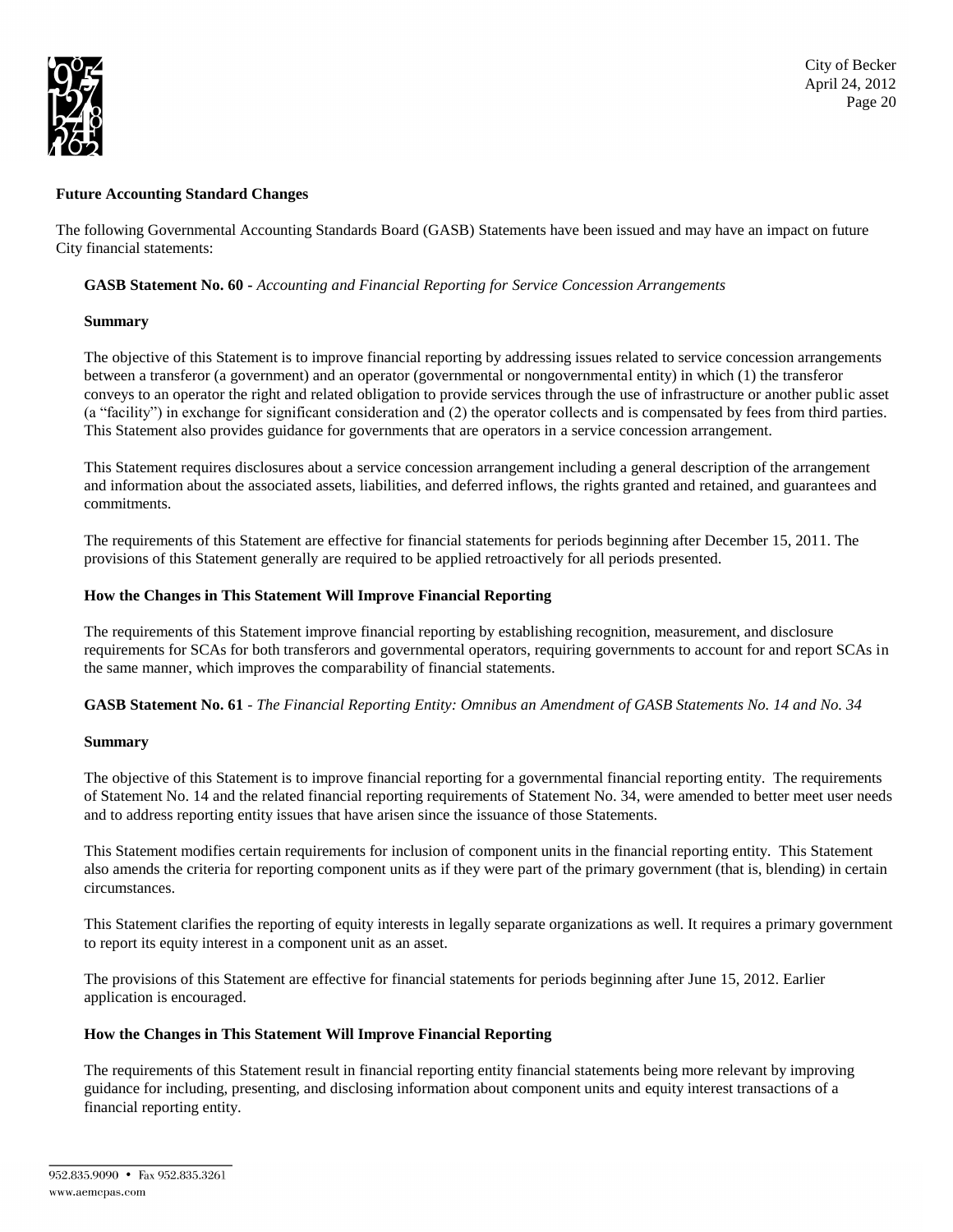**Future Accounting Standard Changes**

The following Governmental Accounting Standards Board (GASB) Statements have been issued and may have an impact on future City financial statements:

**GASB Statement No. 60 -** *Accounting and Financial Reporting for Service Concession Arrangements*

**Summary**

The objective of this Statement is to improve financial reporting by addressing issues related to service concession arrangements between a transferor (a government) and an operator (governmental or nongovernmental entity) in which (1) the transferor conveys to an operator the right and related obligation to provide services through the use of infrastructure or another public asset (a "facility") in exchange for significant consideration and (2) the operator collects and is compensated by fees from third parties. This Statement also provides guidance for governments that are operators in a service concession arrangement.

This Statement requires disclosures about a service concession arrangement including a general description of the arrangement and information about the associated assets, liabilities, and deferred inflows, the rights granted and retained, and guarantees and commitments.

The requirements of this Statement are effective for financial statements for periods beginning after December 15, 2011. The provisions of this Statement generally are required to be applied retroactively for all periods presented.

**How the Changes in This Statement Will Improve Financial Reporting**

The requirements of this Statement improve financial reporting by establishing recognition, measurement, and disclosure requirements for SCAs for both transferors and governmental operators, requiring governments to account for and report SCAs in the same manner, which improves the comparability of financial statements.

**GASB Statement No. 61** - *The Financial Reporting Entity: Omnibus an Amendment of GASB Statements No. 14 and No. 34*

**Summary**

The objective of this Statement is to improve financial reporting for a governmental financial reporting entity. The requirements of Statement No. 14 and the related financial reporting requirements of Statement No. 34, were amended to better meet user needs and to address reporting entity issues that have arisen since the issuance of those Statements.

This Statement modifies certain requirements for inclusion of component units in the financial reporting entity. This Statement also amends the criteria for reporting component units as if they were part of the primary government (that is, blending) in certain circumstances.

This Statement clarifies the reporting of equity interests in legally separate organizations as well. It requires a primary government to report its equity interest in a component unit as an asset.

The provisions of this Statement are effective for financial statements for periods beginning after June 15, 2012. Earlier application is encouraged.

**How the Changes in This Statement Will Improve Financial Reporting**

The requirements of this Statement result in financial reporting entity financial statements being more relevant by improving guidance for including, presenting, and disclosing information about component units and equity interest transactions of a financial reporting entity.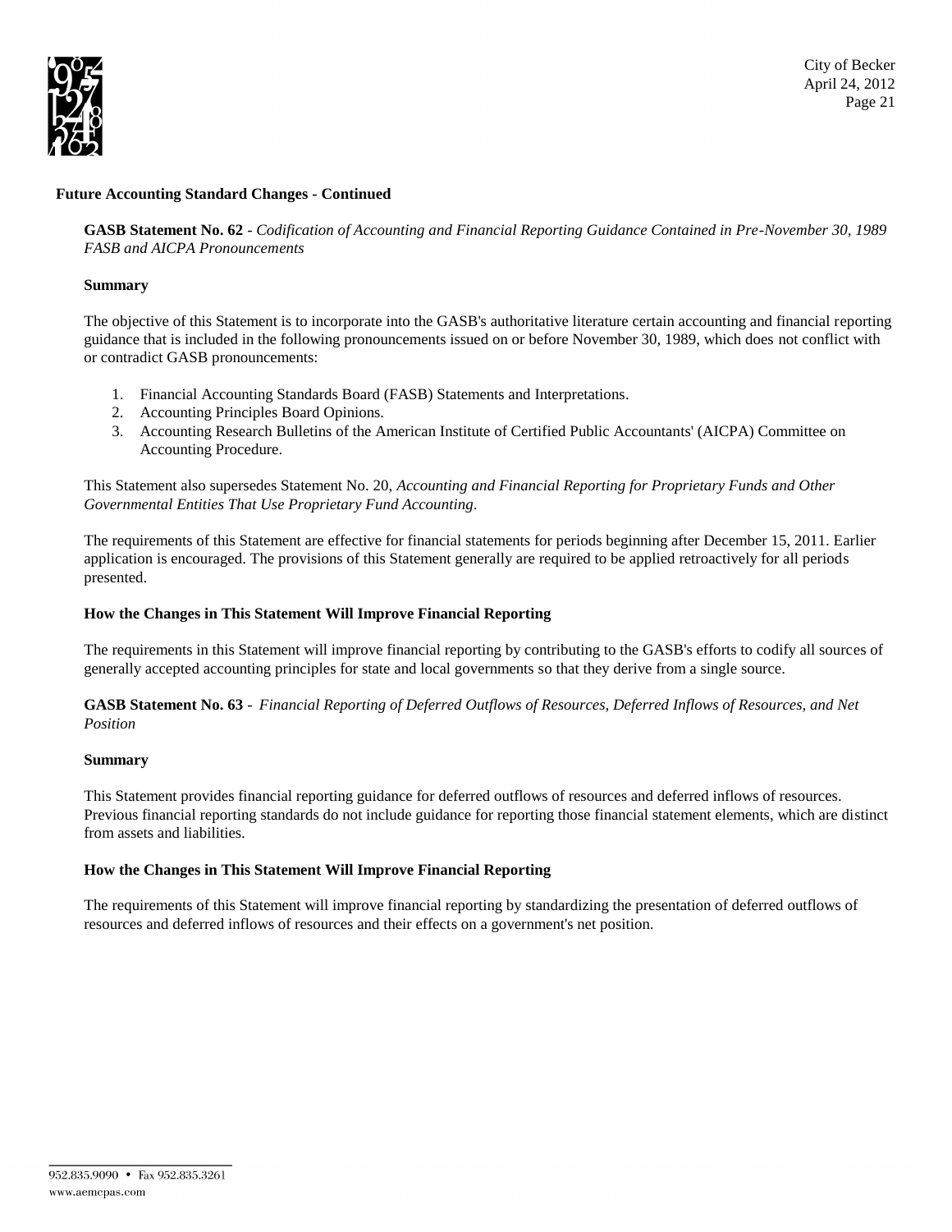## Future Accounting Standard Changes - Continued

**GASB Statement No. 62** - *Codification of Accounting and Financial Reporting Guidance Contained in Pre-November 30, 1989 FASB and AICPA Pronouncements*

**Summary**

The objective of this Statement is to incorporate into the GASB's authoritative literature certain accounting and financial reporting guidance that is included in the following pronouncements issued on or before November 30, 1989, which does not conflict with or contradict GASB pronouncements:

1. Financial Accounting Standards Board (FASB) Statements and Interpretations.
2. Accounting Principles Board Opinions.
3. Accounting Research Bulletins of the American Institute of Certified Public Accountants' (AICPA) Committee on Accounting Procedure.

This Statement also supersedes Statement No. 20, *Accounting and Financial Reporting for Proprietary Funds and Other Governmental Entities That Use Proprietary Fund Accounting*.

The requirements of this Statement are effective for financial statements for periods beginning after December 15, 2011. Earlier application is encouraged. The provisions of this Statement generally are required to be applied retroactively for all periods presented.

**How the Changes in This Statement Will Improve Financial Reporting**

The requirements in this Statement will improve financial reporting by contributing to the GASB's efforts to codify all sources of generally accepted accounting principles for state and local governments so that they derive from a single source.

**GASB Statement No. 63** - *Financial Reporting of Deferred Outflows of Resources, Deferred Inflows of Resources, and Net Position*

**Summary**

This Statement provides financial reporting guidance for deferred outflows of resources and deferred inflows of resources. Previous financial reporting standards do not include guidance for reporting those financial statement elements, which are distinct from assets and liabilities.

**How the Changes in This Statement Will Improve Financial Reporting**

The requirements of this Statement will improve financial reporting by standardizing the presentation of deferred outflows of resources and deferred inflows of resources and their effects on a government's net position.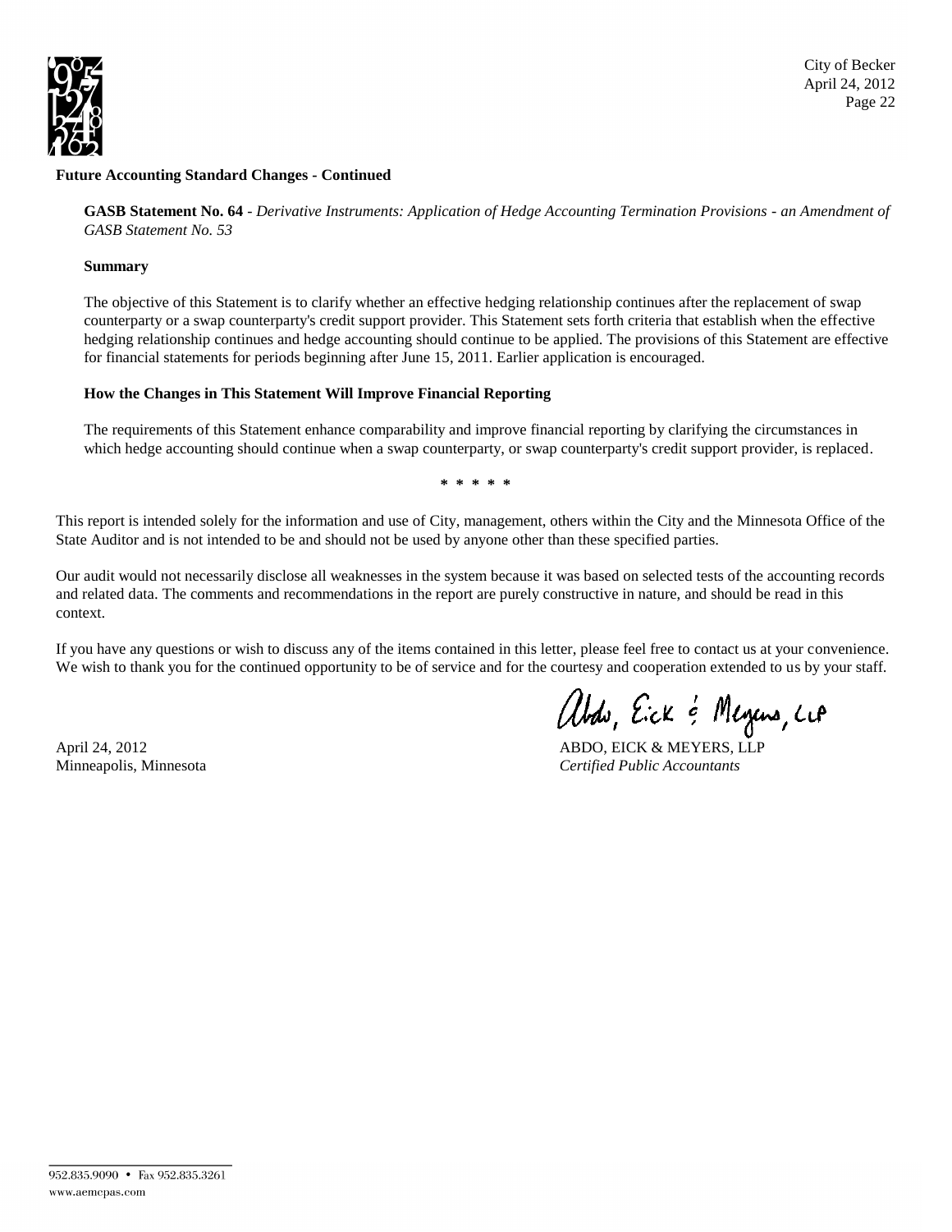## Future Accounting Standard Changes - Continued

**GASB Statement No. 64** - *Derivative Instruments: Application of Hedge Accounting Termination Provisions - an Amendment of GASB Statement No. 53*

**Summary**

The objective of this Statement is to clarify whether an effective hedging relationship continues after the replacement of swap counterparty or a swap counterparty's credit support provider. This Statement sets forth criteria that establish when the effective hedging relationship continues and hedge accounting should continue to be applied. The provisions of this Statement are effective for financial statements for periods beginning after June 15, 2011. Earlier application is encouraged.

**How the Changes in This Statement Will Improve Financial Reporting**

The requirements of this Statement enhance comparability and improve financial reporting by clarifying the circumstances in which hedge accounting should continue when a swap counterparty, or swap counterparty's credit support provider, is replaced.

\* \* \* \* \*

This report is intended solely for the information and use of City, management, others within the City and the Minnesota Office of the State Auditor and is not intended to be and should not be used by anyone other than these specified parties.

Our audit would not necessarily disclose all weaknesses in the system because it was based on selected tests of the accounting records and related data. The comments and recommendations in the report are purely constructive in nature, and should be read in this context.

If you have any questions or wish to discuss any of the items contained in this letter, please feel free to contact us at your convenience. We wish to thank you for the continued opportunity to be of service and for the courtesy and cooperation extended to us by your staff.

Abdo, Eick & Meyers, LLP

April 24, 2012
Minneapolis, Minnesota

ABDO, EICK & MEYERS, LLP
*Certified Public Accountants*